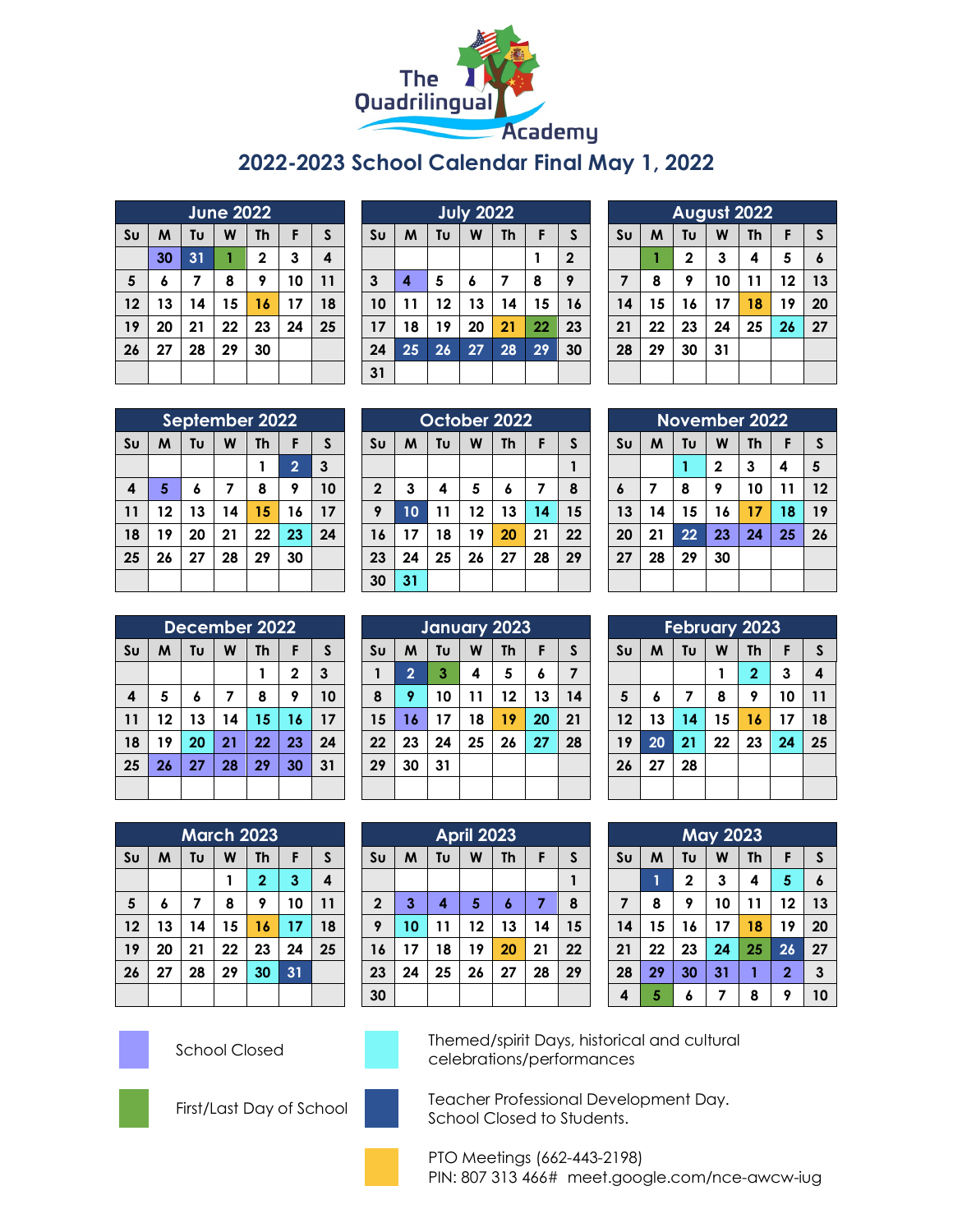# The Quadrilingual Academy

## 2022-2023 School Calendar Final May 1, 2022

### June 2022

| Su | M | Tu | W | Th | F | S |
|---|---|---|---|---|---|---|
| | 30 | 31 | 1 | 2 | 3 | 4 |
| 5 | 6 | 7 | 8 | 9 | 10 | 11 |
| 12 | 13 | 14 | 15 | 16 | 17 | 18 |
| 19 | 20 | 21 | 22 | 23 | 24 | 25 |
| 26 | 27 | 28 | 29 | 30 | | |

### July 2022

| Su | M | Tu | W | Th | F | S |
|---|---|---|---|---|---|---|
| | | | | | 1 | 2 |
| 3 | 4 | 5 | 6 | 7 | 8 | 9 |
| 10 | 11 | 12 | 13 | 14 | 15 | 16 |
| 17 | 18 | 19 | 20 | 21 | 22 | 23 |
| 24 | 25 | 26 | 27 | 28 | 29 | 30 |
| 31 | | | | | | |

### August 2022

| Su | M | Tu | W | Th | F | S |
|---|---|---|---|---|---|---|
| | 1 | 2 | 3 | 4 | 5 | 6 |
| 7 | 8 | 9 | 10 | 11 | 12 | 13 |
| 14 | 15 | 16 | 17 | 18 | 19 | 20 |
| 21 | 22 | 23 | 24 | 25 | 26 | 27 |
| 28 | 29 | 30 | 31 | | | |

### September 2022

| Su | M | Tu | W | Th | F | S |
|---|---|---|---|---|---|---|
| | | | | 1 | 2 | 3 |
| 4 | 5 | 6 | 7 | 8 | 9 | 10 |
| 11 | 12 | 13 | 14 | 15 | 16 | 17 |
| 18 | 19 | 20 | 21 | 22 | 23 | 24 |
| 25 | 26 | 27 | 28 | 29 | 30 | |

### October 2022

| Su | M | Tu | W | Th | F | S |
|---|---|---|---|---|---|---|
| | | | | | | 1 |
| 2 | 3 | 4 | 5 | 6 | 7 | 8 |
| 9 | 10 | 11 | 12 | 13 | 14 | 15 |
| 16 | 17 | 18 | 19 | 20 | 21 | 22 |
| 23 | 24 | 25 | 26 | 27 | 28 | 29 |
| 30 | 31 | | | | | |

### November 2022

| Su | M | Tu | W | Th | F | S |
|---|---|---|---|---|---|---|
| | | 1 | 2 | 3 | 4 | 5 |
| 6 | 7 | 8 | 9 | 10 | 11 | 12 |
| 13 | 14 | 15 | 16 | 17 | 18 | 19 |
| 20 | 21 | 22 | 23 | 24 | 25 | 26 |
| 27 | 28 | 29 | 30 | | | |

### December 2022

| Su | M | Tu | W | Th | F | S |
|---|---|---|---|---|---|---|
| | | | | 1 | 2 | 3 |
| 4 | 5 | 6 | 7 | 8 | 9 | 10 |
| 11 | 12 | 13 | 14 | 15 | 16 | 17 |
| 18 | 19 | 20 | 21 | 22 | 23 | 24 |
| 25 | 26 | 27 | 28 | 29 | 30 | 31 |

### January 2023

| Su | M | Tu | W | Th | F | S |
|---|---|---|---|---|---|---|
| 1 | 2 | 3 | 4 | 5 | 6 | 7 |
| 8 | 9 | 10 | 11 | 12 | 13 | 14 |
| 15 | 16 | 17 | 18 | 19 | 20 | 21 |
| 22 | 23 | 24 | 25 | 26 | 27 | 28 |
| 29 | 30 | 31 | | | | |

### February 2023

| Su | M | Tu | W | Th | F | S |
|---|---|---|---|---|---|---|
| | | | 1 | 2 | 3 | 4 |
| 5 | 6 | 7 | 8 | 9 | 10 | 11 |
| 12 | 13 | 14 | 15 | 16 | 17 | 18 |
| 19 | 20 | 21 | 22 | 23 | 24 | 25 |
| 26 | 27 | 28 | | | | |

### March 2023

| Su | M | Tu | W | Th | F | S |
|---|---|---|---|---|---|---|
| | | | 1 | 2 | 3 | 4 |
| 5 | 6 | 7 | 8 | 9 | 10 | 11 |
| 12 | 13 | 14 | 15 | 16 | 17 | 18 |
| 19 | 20 | 21 | 22 | 23 | 24 | 25 |
| 26 | 27 | 28 | 29 | 30 | 31 | |

### April 2023

| Su | M | Tu | W | Th | F | S |
|---|---|---|---|---|---|---|
| | | | | | | 1 |
| 2 | 3 | 4 | 5 | 6 | 7 | 8 |
| 9 | 10 | 11 | 12 | 13 | 14 | 15 |
| 16 | 17 | 18 | 19 | 20 | 21 | 22 |
| 23 | 24 | 25 | 26 | 27 | 28 | 29 |
| 30 | | | | | | |

### May 2023

| Su | M | Tu | W | Th | F | S |
|---|---|---|---|---|---|---|
| | 1 | 2 | 3 | 4 | 5 | 6 |
| 7 | 8 | 9 | 10 | 11 | 12 | 13 |
| 14 | 15 | 16 | 17 | 18 | 19 | 20 |
| 21 | 22 | 23 | 24 | 25 | 26 | 27 |
| 28 | 29 | 30 | 31 | 1 | 2 | 3 |
| 4 | 5 | 6 | 7 | 8 | 9 | 10 |

School Closed

First/Last Day of School

Themed/spirit Days, historical and cultural celebrations/performances

Teacher Professional Development Day. School Closed to Students.

PTO Meetings (662-443-2198)
PIN: 807 313 466# meet.google.com/nce-awcw-iug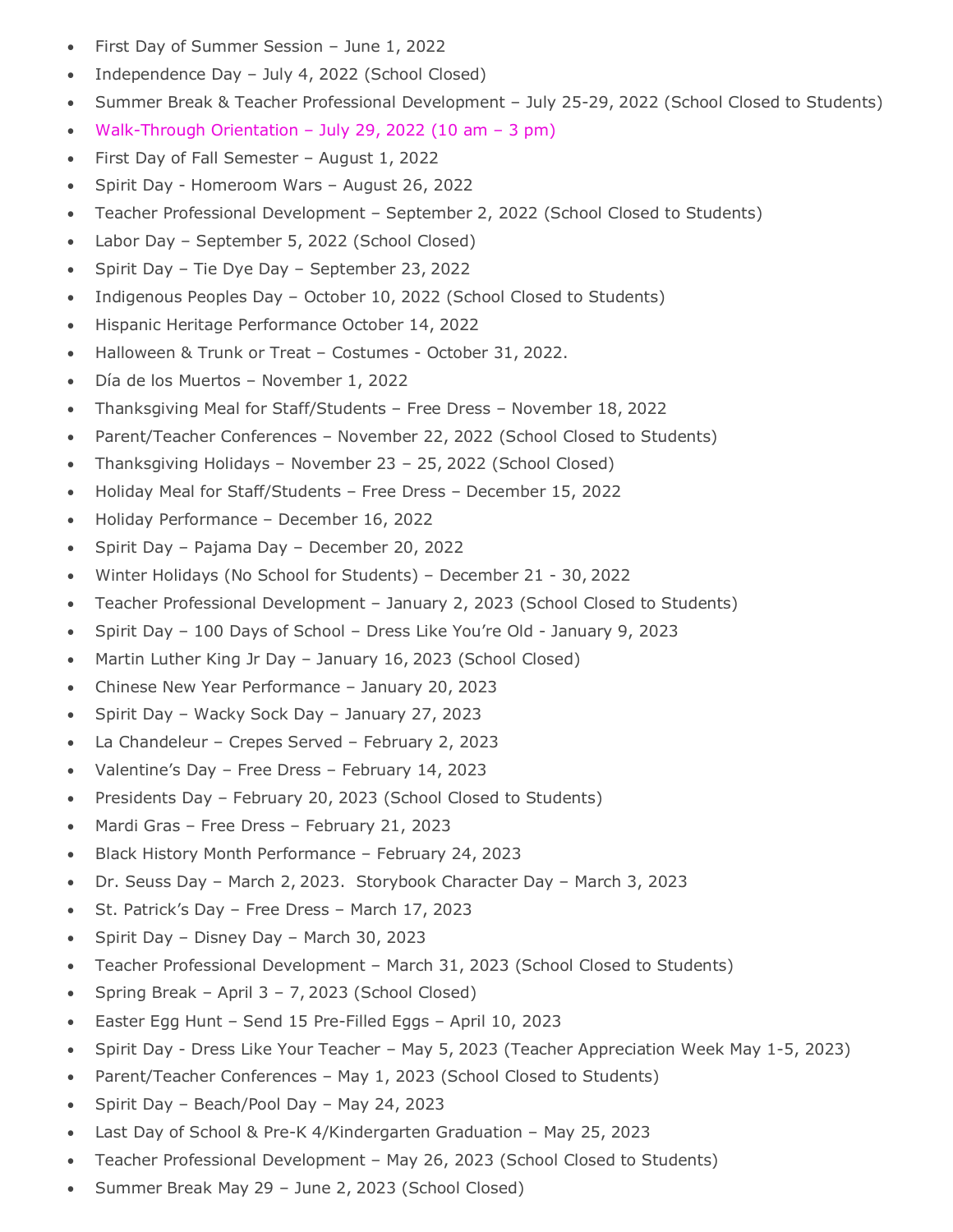- First Day of Summer Session – June 1, 2022
- Independence Day – July 4, 2022 (School Closed)
- Summer Break & Teacher Professional Development – July 25-29, 2022 (School Closed to Students)
- Walk-Through Orientation – July 29, 2022 (10 am – 3 pm)
- First Day of Fall Semester – August 1, 2022
- Spirit Day - Homeroom Wars – August 26, 2022
- Teacher Professional Development – September 2, 2022 (School Closed to Students)
- Labor Day – September 5, 2022 (School Closed)
- Spirit Day – Tie Dye Day – September 23, 2022
- Indigenous Peoples Day – October 10, 2022 (School Closed to Students)
- Hispanic Heritage Performance October 14, 2022
- Halloween & Trunk or Treat – Costumes - October 31, 2022.
- Día de los Muertos – November 1, 2022
- Thanksgiving Meal for Staff/Students – Free Dress – November 18, 2022
- Parent/Teacher Conferences – November 22, 2022 (School Closed to Students)
- Thanksgiving Holidays – November 23 – 25, 2022 (School Closed)
- Holiday Meal for Staff/Students – Free Dress – December 15, 2022
- Holiday Performance – December 16, 2022
- Spirit Day – Pajama Day – December 20, 2022
- Winter Holidays (No School for Students) – December 21 - 30, 2022
- Teacher Professional Development – January 2, 2023 (School Closed to Students)
- Spirit Day – 100 Days of School – Dress Like You're Old - January 9, 2023
- Martin Luther King Jr Day – January 16, 2023 (School Closed)
- Chinese New Year Performance – January 20, 2023
- Spirit Day – Wacky Sock Day – January 27, 2023
- La Chandeleur – Crepes Served – February 2, 2023
- Valentine's Day – Free Dress – February 14, 2023
- Presidents Day – February 20, 2023 (School Closed to Students)
- Mardi Gras – Free Dress – February 21, 2023
- Black History Month Performance – February 24, 2023
- Dr. Seuss Day – March 2, 2023. Storybook Character Day – March 3, 2023
- St. Patrick's Day – Free Dress – March 17, 2023
- Spirit Day – Disney Day – March 30, 2023
- Teacher Professional Development – March 31, 2023 (School Closed to Students)
- Spring Break – April 3 – 7, 2023 (School Closed)
- Easter Egg Hunt – Send 15 Pre-Filled Eggs – April 10, 2023
- Spirit Day - Dress Like Your Teacher – May 5, 2023 (Teacher Appreciation Week May 1-5, 2023)
- Parent/Teacher Conferences – May 1, 2023 (School Closed to Students)
- Spirit Day – Beach/Pool Day – May 24, 2023
- Last Day of School & Pre-K 4/Kindergarten Graduation – May 25, 2023
- Teacher Professional Development – May 26, 2023 (School Closed to Students)
- Summer Break May 29 – June 2, 2023 (School Closed)